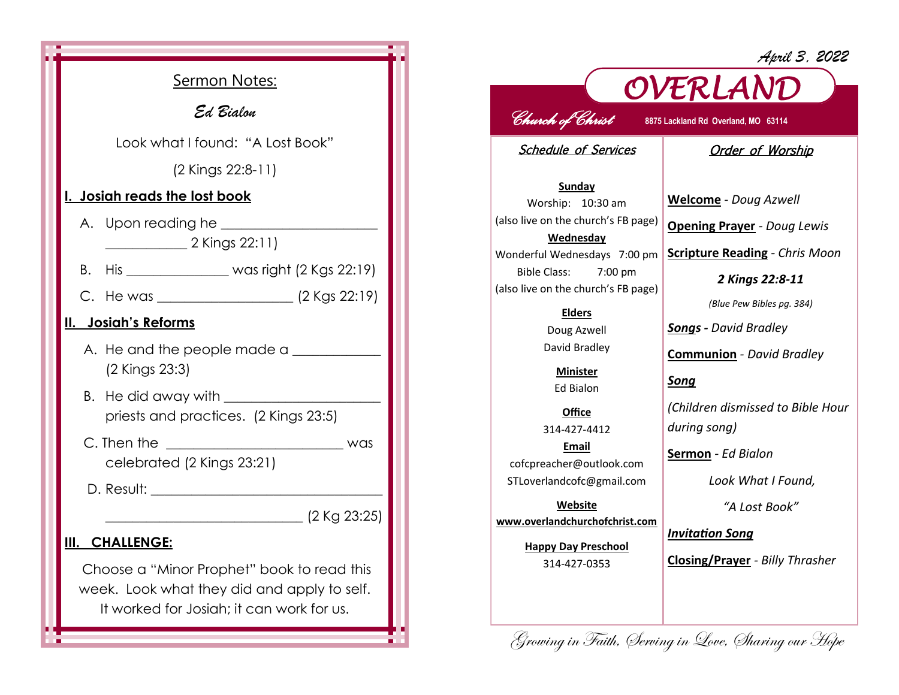## Sermon Notes:

*Ed Bialon*

Look what I found: "A Lost Book"

(2 Kings 22:8-11)

### I. Josiah reads the lost book

A. Upon reading he ______________________ ___________ 2 Kings 22:11)

B. His ______________ was right (2 Kgs 22:19)

C. He was ___________________ (2 Kgs 22:19)

### II. Josiah's Reforms

A. He and the people made a ____________ (2 Kings 23:3)

B. He did away with ______________________ priests and practices. (2 Kings 23:5)

C. Then the _________________________ was celebrated (2 Kings 23:21)

D. Result: _________________________________ ____________________________ (2 Kg 23:25)

### III. CHALLENGE:

Choose a "Minor Prophet" book to read this week. Look what they did and apply to self. It worked for Josiah; it can work for us.

---

*April 3, 2022*

# OVERLAND

*Church of Christ*

**8875 Lackland Rd Overland, MO 63114**

## Schedule of Services

**Sunday**
Worship: 10:30 am
(also live on the church's FB page)

**Wednesday**
Wonderful Wednesdays 7:00 pm
Bible Class: 7:00 pm
(also live on the church's FB page)

**Elders**
Doug Azwell
David Bradley

**Minister**
Ed Bialon

**Office**
314-427-4412

**Email**
cofcpreacher@outlook.com
STLoverlandcofc@gmail.com

**Website**
**www.overlandchurchofchrist.com**

**Happy Day Preschool**
314-427-0353

## Order of Worship

**Welcome** - *Doug Azwell*

**Opening Prayer** - *Doug Lewis*

**Scripture Reading** - *Chris Moon*

***2 Kings 22:8-11***

*(Blue Pew Bibles pg. 384)*

***Songs - David Bradley***

**Communion** - *David Bradley*

***Song***

*(Children dismissed to Bible Hour during song)*

**Sermon** - *Ed Bialon*

*Look What I Found,*

*"A Lost Book"*

***Invitation Song***

**Closing/Prayer** - *Billy Thrasher*

*Growing in Faith, Serving in Love, Sharing our Hope*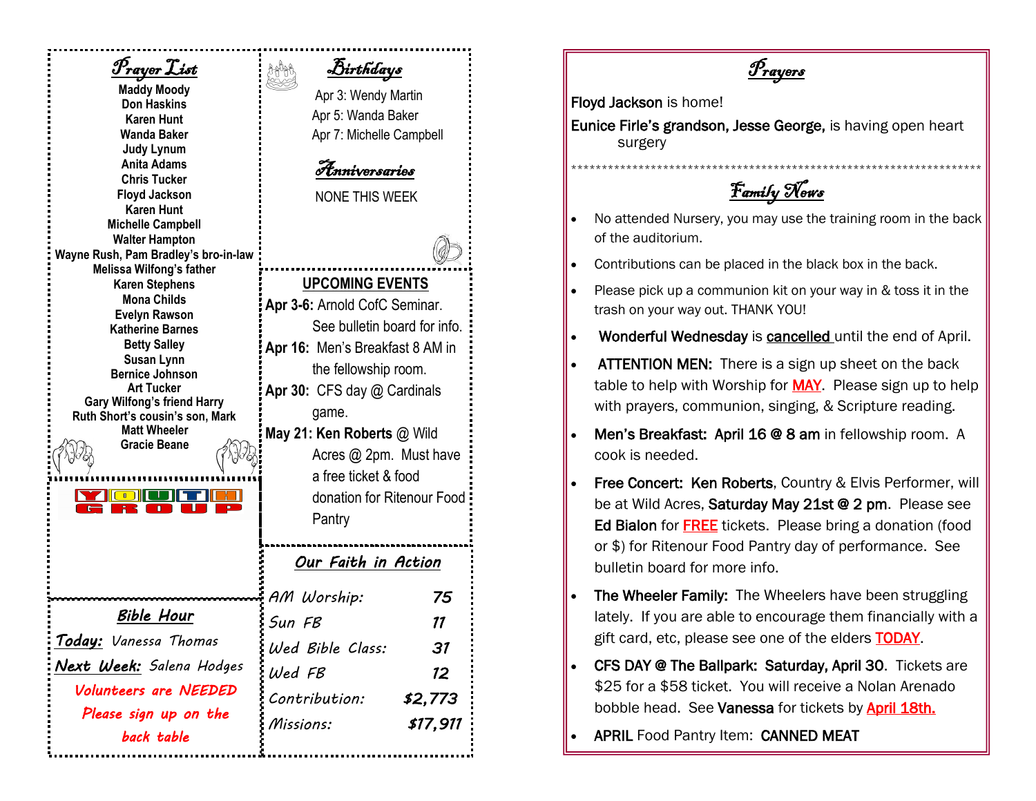## Prayer List

**Maddy Moody**
**Don Haskins**
**Karen Hunt**
**Wanda Baker**
**Judy Lynum**
**Anita Adams**
**Chris Tucker**
**Floyd Jackson**
**Karen Hunt**
**Michelle Campbell**
**Walter Hampton**
**Wayne Rush, Pam Bradley's bro-in-law**
**Melissa Wilfong's father**
**Karen Stephens**
**Mona Childs**
**Evelyn Rawson**
**Katherine Barnes**
**Betty Salley**
**Susan Lynn**
**Bernice Johnson**
**Art Tucker**
**Gary Wilfong's friend Harry**
**Ruth Short's cousin's son, Mark**
**Matt Wheeler**
**Gracie Beane**

YOUTH GROUP

## Bible Hour

***Today:*** *Vanessa Thomas*

***Next Week:*** *Salena Hodges*

***Volunteers are NEEDED***
***Please sign up on the back table***

## Birthdays

Apr 3: Wendy Martin
Apr 5: Wanda Baker
Apr 7: Michelle Campbell

## Anniversaries

NONE THIS WEEK

## UPCOMING EVENTS

**Apr 3-6:** Arnold CofC Seminar. See bulletin board for info.

**Apr 16:** Men's Breakfast 8 AM in the fellowship room.

**Apr 30:** CFS day @ Cardinals game.

**May 21: Ken Roberts** @ Wild Acres @ 2pm. Must have a free ticket & food donation for Ritenour Food Pantry

## *Our Faith in Action*

| | |
|---|---|
| *AM Worship:* | *75* |
| *Sun FB* | *11* |
| *Wed Bible Class:* | *31* |
| *Wed FB* | *12* |
| *Contribution:* | ***$2,773*** |
| *Missions:* | ***$17,911*** |

## Prayers

Floyd Jackson is home!

Eunice Firle's grandson, Jesse George, is having open heart surgery

## Family News

- No attended Nursery, you may use the training room in the back of the auditorium.
- Contributions can be placed in the black box in the back.
- Please pick up a communion kit on your way in & toss it in the trash on your way out. THANK YOU!
- Wonderful Wednesday is cancelled until the end of April.
- ATTENTION MEN: There is a sign up sheet on the back table to help with Worship for MAY. Please sign up to help with prayers, communion, singing, & Scripture reading.
- Men's Breakfast: April 16 @ 8 am in fellowship room. A cook is needed.
- Free Concert: Ken Roberts, Country & Elvis Performer, will be at Wild Acres, Saturday May 21st @ 2 pm. Please see Ed Bialon for FREE tickets. Please bring a donation (food or $) for Ritenour Food Pantry day of performance. See bulletin board for more info.
- The Wheeler Family: The Wheelers have been struggling lately. If you are able to encourage them financially with a gift card, etc, please see one of the elders TODAY.
- CFS DAY @ The Ballpark: Saturday, April 30. Tickets are $25 for a $58 ticket. You will receive a Nolan Arenado bobble head. See Vanessa for tickets by April 18th.
- APRIL Food Pantry Item: CANNED MEAT